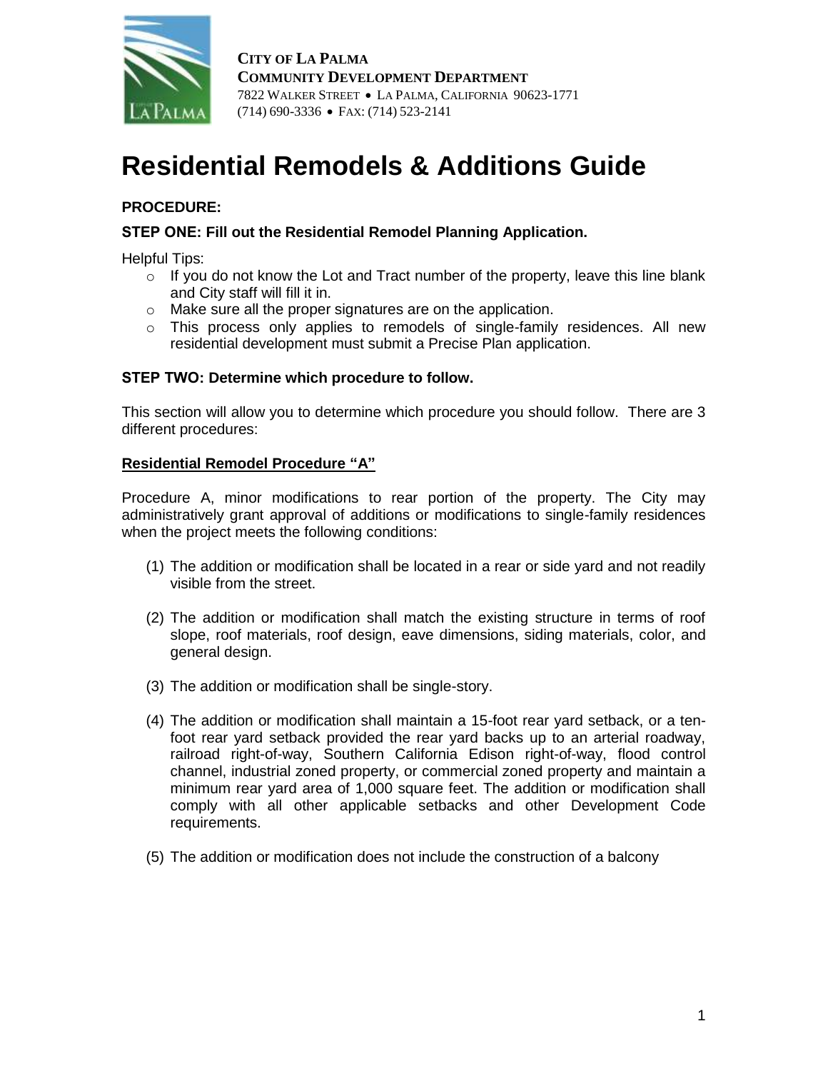**CITY OF LA PALMA**
**COMMUNITY DEVELOPMENT DEPARTMENT**
7822 WALKER STREET • LA PALMA, CALIFORNIA 90623-1771
(714) 690-3336 • FAX: (714) 523-2141

# Residential Remodels & Additions Guide

**PROCEDURE:**

**STEP ONE: Fill out the Residential Remodel Planning Application.**

Helpful Tips:

- If you do not know the Lot and Tract number of the property, leave this line blank and City staff will fill it in.
- Make sure all the proper signatures are on the application.
- This process only applies to remodels of single-family residences. All new residential development must submit a Precise Plan application.

**STEP TWO: Determine which procedure to follow.**

This section will allow you to determine which procedure you should follow. There are 3 different procedures:

**<u>Residential Remodel Procedure "A"</u>**

Procedure A, minor modifications to rear portion of the property. The City may administratively grant approval of additions or modifications to single-family residences when the project meets the following conditions:

(1) The addition or modification shall be located in a rear or side yard and not readily visible from the street.

(2) The addition or modification shall match the existing structure in terms of roof slope, roof materials, roof design, eave dimensions, siding materials, color, and general design.

(3) The addition or modification shall be single-story.

(4) The addition or modification shall maintain a 15-foot rear yard setback, or a ten-foot rear yard setback provided the rear yard backs up to an arterial roadway, railroad right-of-way, Southern California Edison right-of-way, flood control channel, industrial zoned property, or commercial zoned property and maintain a minimum rear yard area of 1,000 square feet. The addition or modification shall comply with all other applicable setbacks and other Development Code requirements.

(5) The addition or modification does not include the construction of a balcony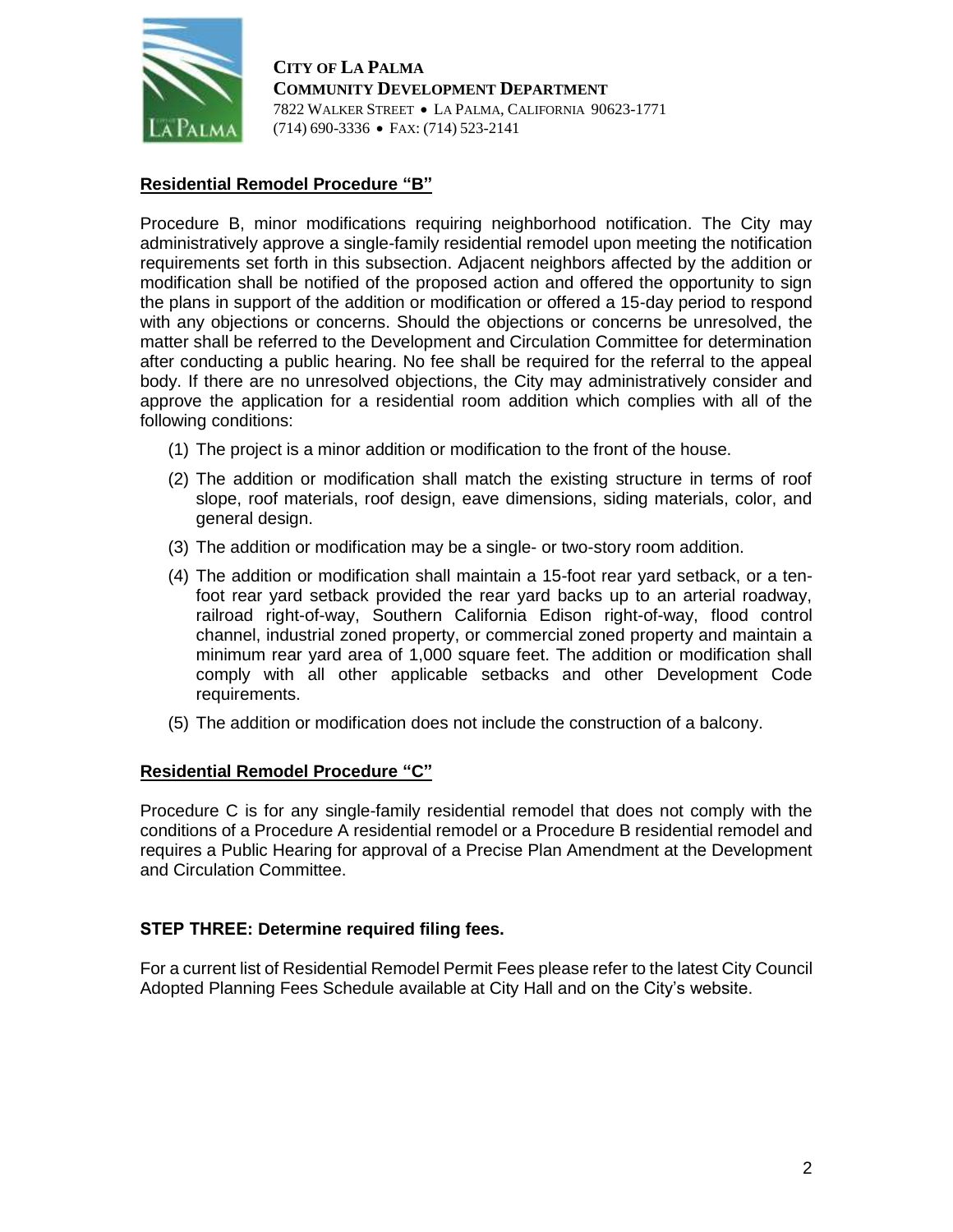**CITY OF LA PALMA**
**COMMUNITY DEVELOPMENT DEPARTMENT**
7822 WALKER STREET • LA PALMA, CALIFORNIA 90623-1771
(714) 690-3336 • FAX: (714) 523-2141

## Residential Remodel Procedure "B"

Procedure B, minor modifications requiring neighborhood notification. The City may administratively approve a single-family residential remodel upon meeting the notification requirements set forth in this subsection. Adjacent neighbors affected by the addition or modification shall be notified of the proposed action and offered the opportunity to sign the plans in support of the addition or modification or offered a 15-day period to respond with any objections or concerns. Should the objections or concerns be unresolved, the matter shall be referred to the Development and Circulation Committee for determination after conducting a public hearing. No fee shall be required for the referral to the appeal body. If there are no unresolved objections, the City may administratively consider and approve the application for a residential room addition which complies with all of the following conditions:

(1) The project is a minor addition or modification to the front of the house.

(2) The addition or modification shall match the existing structure in terms of roof slope, roof materials, roof design, eave dimensions, siding materials, color, and general design.

(3) The addition or modification may be a single- or two-story room addition.

(4) The addition or modification shall maintain a 15-foot rear yard setback, or a ten-foot rear yard setback provided the rear yard backs up to an arterial roadway, railroad right-of-way, Southern California Edison right-of-way, flood control channel, industrial zoned property, or commercial zoned property and maintain a minimum rear yard area of 1,000 square feet. The addition or modification shall comply with all other applicable setbacks and other Development Code requirements.

(5) The addition or modification does not include the construction of a balcony.

## Residential Remodel Procedure "C"

Procedure C is for any single-family residential remodel that does not comply with the conditions of a Procedure A residential remodel or a Procedure B residential remodel and requires a Public Hearing for approval of a Precise Plan Amendment at the Development and Circulation Committee.

### STEP THREE: Determine required filing fees.

For a current list of Residential Remodel Permit Fees please refer to the latest City Council Adopted Planning Fees Schedule available at City Hall and on the City's website.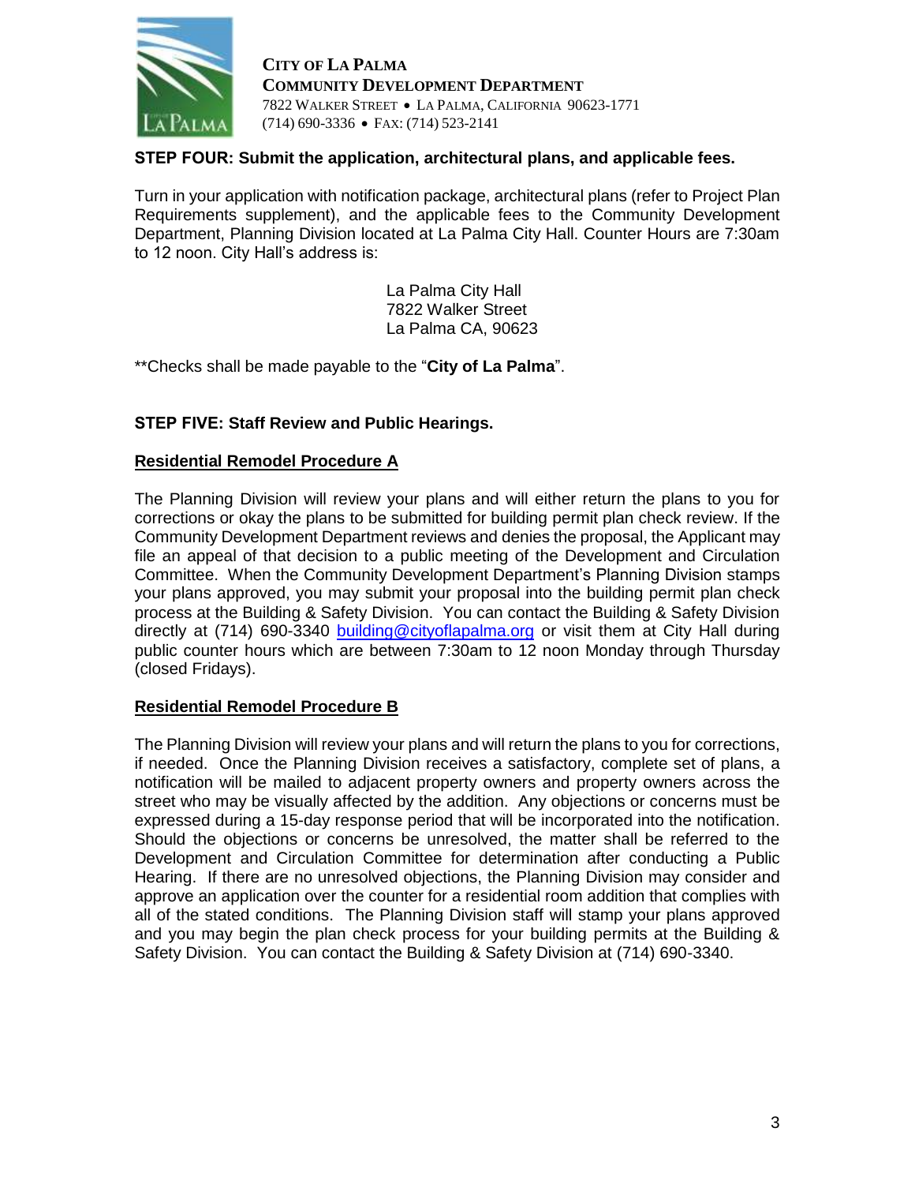**CITY OF LA PALMA**
**COMMUNITY DEVELOPMENT DEPARTMENT**
7822 WALKER STREET • LA PALMA, CALIFORNIA 90623-1771
(714) 690-3336 • FAX: (714) 523-2141

**STEP FOUR: Submit the application, architectural plans, and applicable fees.**

Turn in your application with notification package, architectural plans (refer to Project Plan Requirements supplement), and the applicable fees to the Community Development Department, Planning Division located at La Palma City Hall. Counter Hours are 7:30am to 12 noon. City Hall's address is:

La Palma City Hall
7822 Walker Street
La Palma CA, 90623

**Checks shall be made payable to the "**City of La Palma**".

**STEP FIVE: Staff Review and Public Hearings.**

**Residential Remodel Procedure A**

The Planning Division will review your plans and will either return the plans to you for corrections or okay the plans to be submitted for building permit plan check review. If the Community Development Department reviews and denies the proposal, the Applicant may file an appeal of that decision to a public meeting of the Development and Circulation Committee. When the Community Development Department's Planning Division stamps your plans approved, you may submit your proposal into the building permit plan check process at the Building & Safety Division. You can contact the Building & Safety Division directly at (714) 690-3340 building@cityoflapalma.org or visit them at City Hall during public counter hours which are between 7:30am to 12 noon Monday through Thursday (closed Fridays).

**Residential Remodel Procedure B**

The Planning Division will review your plans and will return the plans to you for corrections, if needed. Once the Planning Division receives a satisfactory, complete set of plans, a notification will be mailed to adjacent property owners and property owners across the street who may be visually affected by the addition. Any objections or concerns must be expressed during a 15-day response period that will be incorporated into the notification. Should the objections or concerns be unresolved, the matter shall be referred to the Development and Circulation Committee for determination after conducting a Public Hearing. If there are no unresolved objections, the Planning Division may consider and approve an application over the counter for a residential room addition that complies with all of the stated conditions. The Planning Division staff will stamp your plans approved and you may begin the plan check process for your building permits at the Building & Safety Division. You can contact the Building & Safety Division at (714) 690-3340.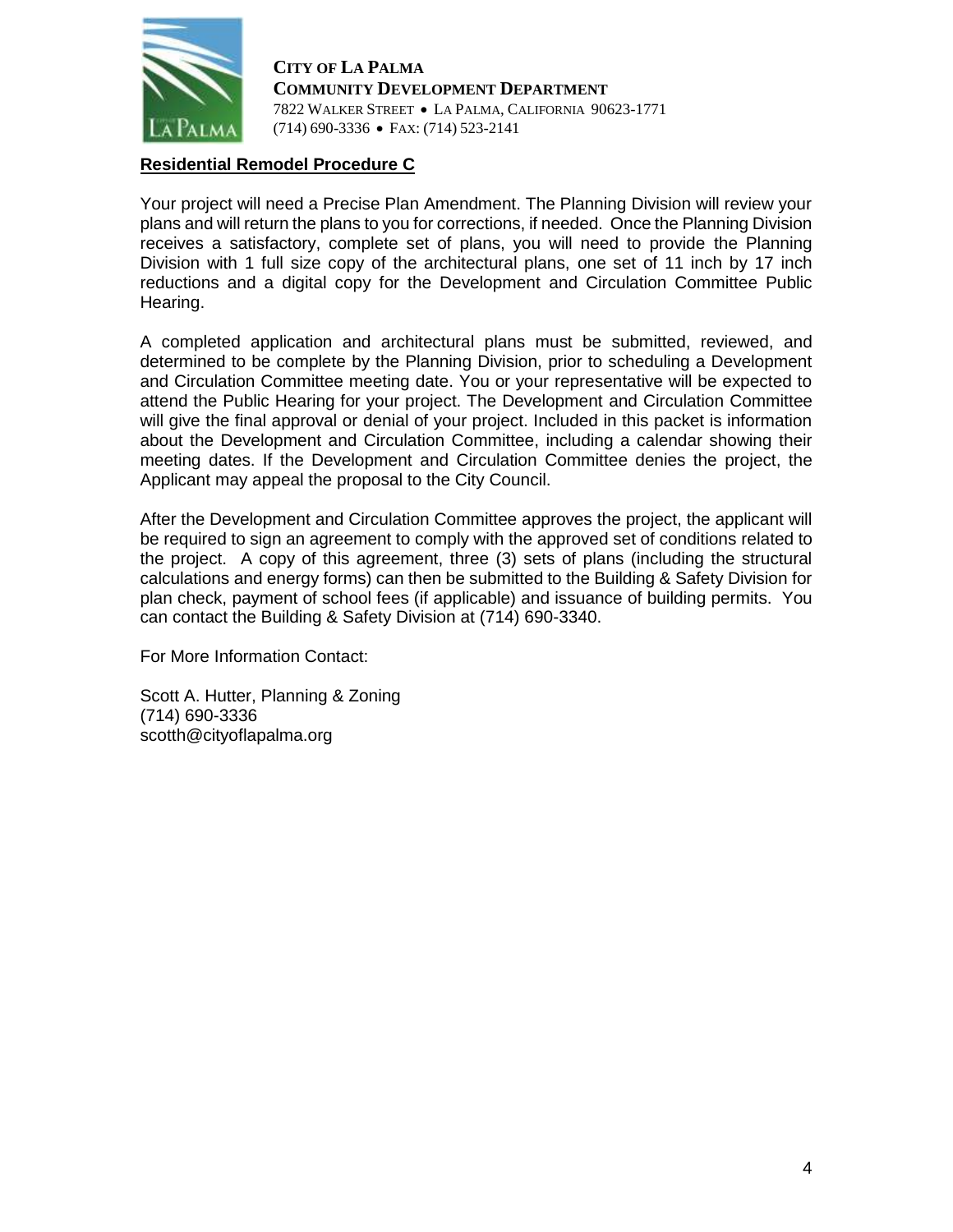**CITY OF LA PALMA**
**COMMUNITY DEVELOPMENT DEPARTMENT**
7822 WALKER STREET • LA PALMA, CALIFORNIA 90623-1771
(714) 690-3336 • FAX: (714) 523-2141

## Residential Remodel Procedure C

Your project will need a Precise Plan Amendment. The Planning Division will review your plans and will return the plans to you for corrections, if needed. Once the Planning Division receives a satisfactory, complete set of plans, you will need to provide the Planning Division with 1 full size copy of the architectural plans, one set of 11 inch by 17 inch reductions and a digital copy for the Development and Circulation Committee Public Hearing.

A completed application and architectural plans must be submitted, reviewed, and determined to be complete by the Planning Division, prior to scheduling a Development and Circulation Committee meeting date. You or your representative will be expected to attend the Public Hearing for your project. The Development and Circulation Committee will give the final approval or denial of your project. Included in this packet is information about the Development and Circulation Committee, including a calendar showing their meeting dates. If the Development and Circulation Committee denies the project, the Applicant may appeal the proposal to the City Council.

After the Development and Circulation Committee approves the project, the applicant will be required to sign an agreement to comply with the approved set of conditions related to the project. A copy of this agreement, three (3) sets of plans (including the structural calculations and energy forms) can then be submitted to the Building & Safety Division for plan check, payment of school fees (if applicable) and issuance of building permits. You can contact the Building & Safety Division at (714) 690-3340.

For More Information Contact:

Scott A. Hutter, Planning & Zoning
(714) 690-3336
scotth@cityoflapalma.org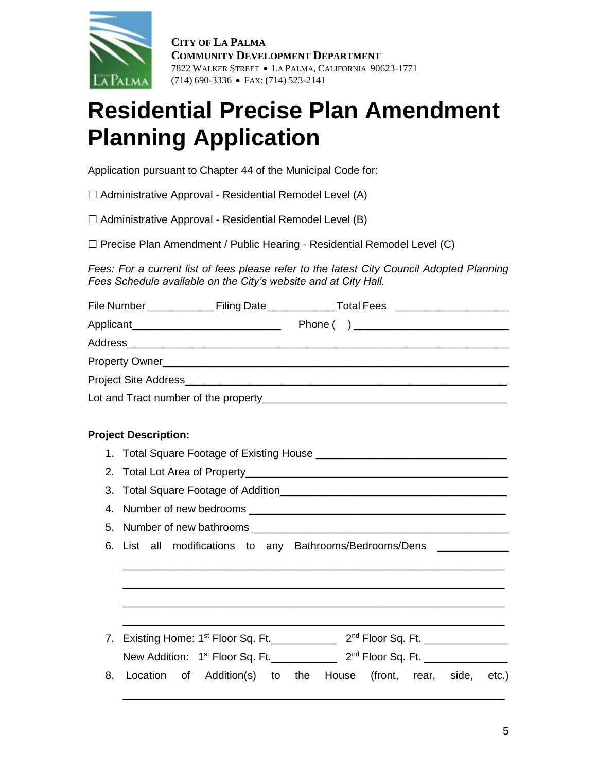**CITY OF LA PALMA**
**COMMUNITY DEVELOPMENT DEPARTMENT**
7822 WALKER STREET • LA PALMA, CALIFORNIA 90623-1771
(714) 690-3336 • FAX: (714) 523-2141

# Residential Precise Plan Amendment Planning Application

Application pursuant to Chapter 44 of the Municipal Code for:

☐ Administrative Approval - Residential Remodel Level (A)

☐ Administrative Approval - Residential Remodel Level (B)

☐ Precise Plan Amendment / Public Hearing - Residential Remodel Level (C)

*Fees: For a current list of fees please refer to the latest City Council Adopted Planning Fees Schedule available on the City's website and at City Hall.*

File Number ___________ Filing Date ___________ Total Fees ___________________

Applicant_________________________ Phone ( ) __________________________

Address_______________________________________________________________

Property Owner_________________________________________________________

Project Site Address_____________________________________________________

Lot and Tract number of the property_________________________________________

**Project Description:**

1. Total Square Footage of Existing House _______________________________
2. Total Lot Area of Property__________________________________________
3. Total Square Footage of Addition_____________________________________
4. Number of new bedrooms __________________________________________
5. Number of new bathrooms __________________________________________
6. List all modifications to any Bathrooms/Bedrooms/Dens ____________
   _______________________________________________________________
   _______________________________________________________________
   _______________________________________________________________
   _______________________________________________________________
7. Existing Home: 1st Floor Sq. Ft.___________ 2nd Floor Sq. Ft. ______________
   New Addition: 1st Floor Sq. Ft.___________ 2nd Floor Sq. Ft. ______________
8. Location of Addition(s) to the House (front, rear, side, etc.)
   _______________________________________________________________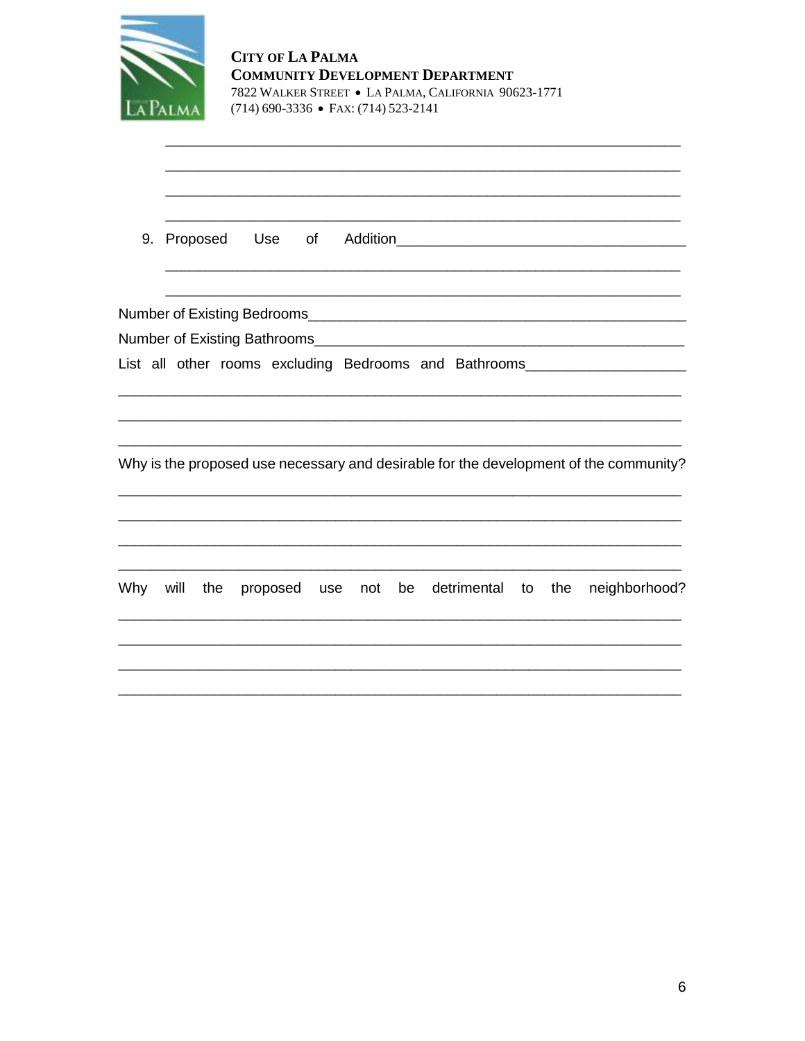**CITY OF LA PALMA**
**COMMUNITY DEVELOPMENT DEPARTMENT**
7822 WALKER STREET • LA PALMA, CALIFORNIA 90623-1771
(714) 690-3336 • FAX: (714) 523-2141

_______________________________________________

_______________________________________________

_______________________________________________

_______________________________________________

9. Proposed Use of Addition_______________________________

_______________________________________________

_______________________________________________

Number of Existing Bedrooms_______________________________

Number of Existing Bathrooms______________________________

List all other rooms excluding Bedrooms and Bathrooms______________

_______________________________________________

_______________________________________________

_______________________________________________

Why is the proposed use necessary and desirable for the development of the community?

_______________________________________________

_______________________________________________

_______________________________________________

_______________________________________________

Why will the proposed use not be detrimental to the neighborhood?

_______________________________________________

_______________________________________________

_______________________________________________

_______________________________________________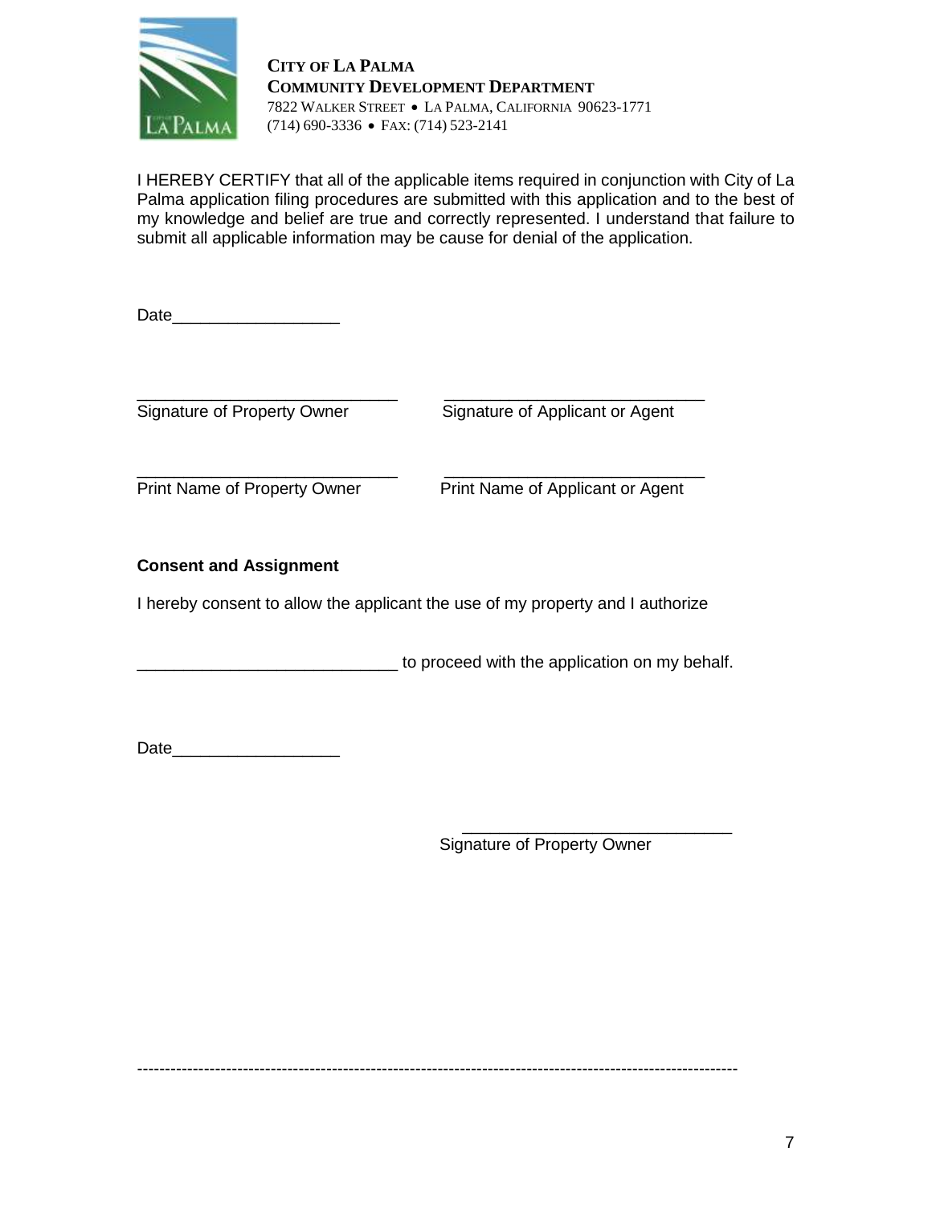**CITY OF LA PALMA**
**COMMUNITY DEVELOPMENT DEPARTMENT**
7822 WALKER STREET • LA PALMA, CALIFORNIA 90623-1771
(714) 690-3336 • FAX: (714) 523-2141

I HEREBY CERTIFY that all of the applicable items required in conjunction with City of La Palma application filing procedures are submitted with this application and to the best of my knowledge and belief are true and correctly represented. I understand that failure to submit all applicable information may be cause for denial of the application.

Date__________________

| | |
|---|---|
| ____________________________ | ____________________________ |
| Signature of Property Owner | Signature of Applicant or Agent |
| ____________________________ | ____________________________ |
| Print Name of Property Owner | Print Name of Applicant or Agent |

**Consent and Assignment**

I hereby consent to allow the applicant the use of my property and I authorize

____________________________ to proceed with the application on my behalf.

Date__________________

____________________________
Signature of Property Owner

----------------------------------------------------------------------------------------------------------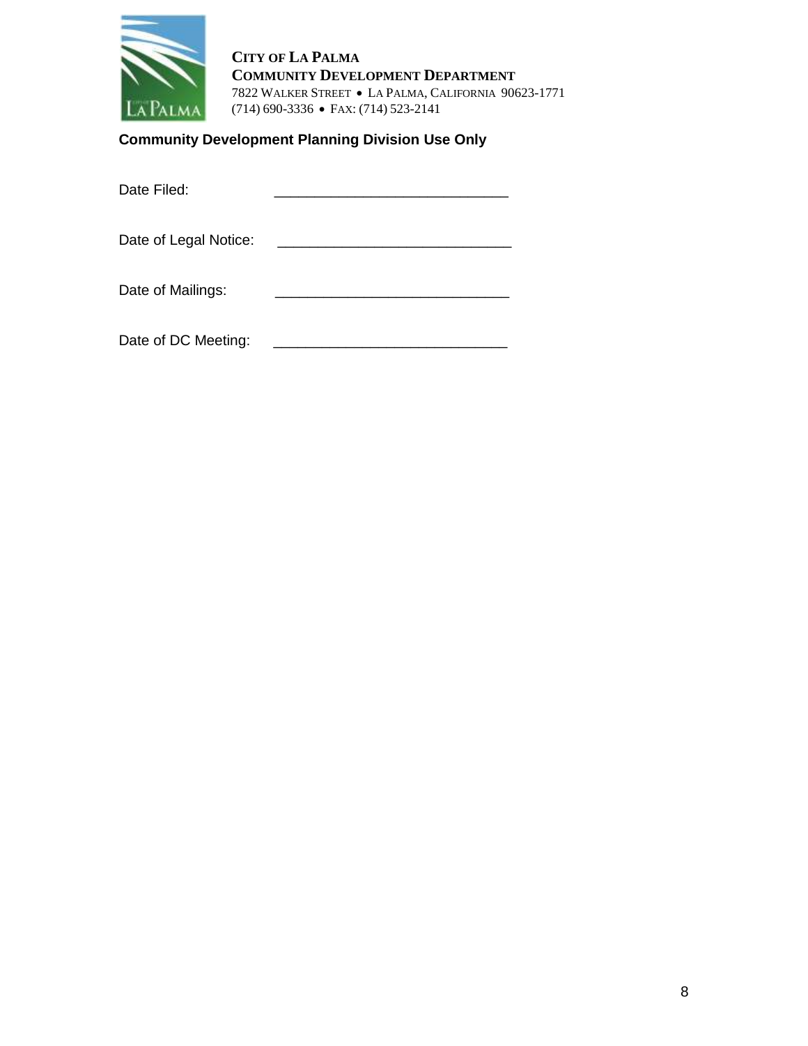**CITY OF LA PALMA**
**COMMUNITY DEVELOPMENT DEPARTMENT**
7822 WALKER STREET • LA PALMA, CALIFORNIA 90623-1771
(714) 690-3336 • FAX: (714) 523-2141

**Community Development Planning Division Use Only**

Date Filed: ____________________________

Date of Legal Notice: ____________________________

Date of Mailings: ____________________________

Date of DC Meeting: ____________________________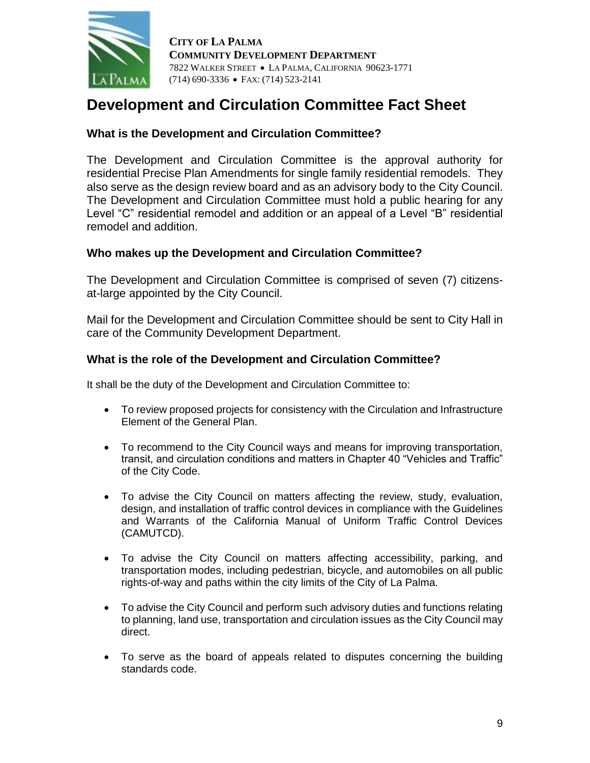**CITY OF LA PALMA**
**COMMUNITY DEVELOPMENT DEPARTMENT**
7822 WALKER STREET • LA PALMA, CALIFORNIA 90623-1771
(714) 690-3336 • FAX: (714) 523-2141

# Development and Circulation Committee Fact Sheet

### What is the Development and Circulation Committee?

The Development and Circulation Committee is the approval authority for residential Precise Plan Amendments for single family residential remodels. They also serve as the design review board and as an advisory body to the City Council. The Development and Circulation Committee must hold a public hearing for any Level "C" residential remodel and addition or an appeal of a Level "B" residential remodel and addition.

### Who makes up the Development and Circulation Committee?

The Development and Circulation Committee is comprised of seven (7) citizens-at-large appointed by the City Council.

Mail for the Development and Circulation Committee should be sent to City Hall in care of the Community Development Department.

### What is the role of the Development and Circulation Committee?

It shall be the duty of the Development and Circulation Committee to:

- To review proposed projects for consistency with the Circulation and Infrastructure Element of the General Plan.
- To recommend to the City Council ways and means for improving transportation, transit, and circulation conditions and matters in Chapter 40 "Vehicles and Traffic" of the City Code.
- To advise the City Council on matters affecting the review, study, evaluation, design, and installation of traffic control devices in compliance with the Guidelines and Warrants of the California Manual of Uniform Traffic Control Devices (CAMUTCD).
- To advise the City Council on matters affecting accessibility, parking, and transportation modes, including pedestrian, bicycle, and automobiles on all public rights-of-way and paths within the city limits of the City of La Palma.
- To advise the City Council and perform such advisory duties and functions relating to planning, land use, transportation and circulation issues as the City Council may direct.
- To serve as the board of appeals related to disputes concerning the building standards code.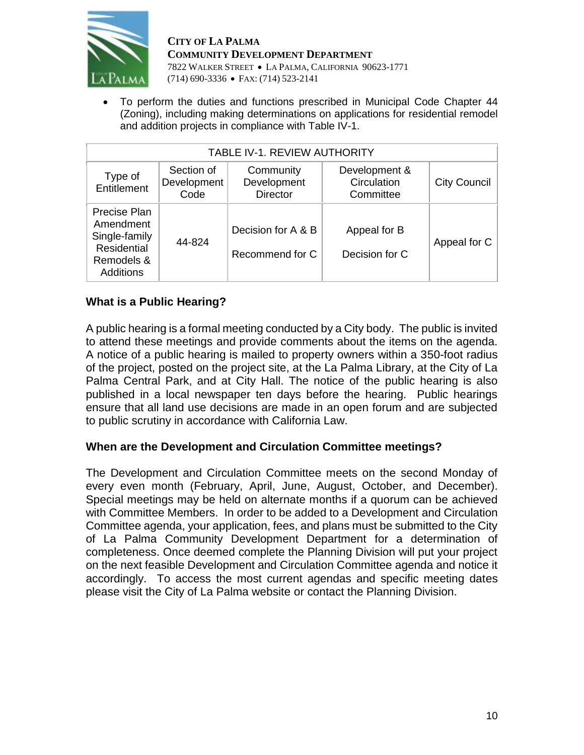- To perform the duties and functions prescribed in Municipal Code Chapter 44 (Zoning), including making determinations on applications for residential remodel and addition projects in compliance with Table IV-1.

| TABLE IV-1. REVIEW AUTHORITY | | | | |
|---|---|---|---|---|
| Type of Entitlement | Section of Development Code | Community Development Director | Development & Circulation Committee | City Council |
| Precise Plan Amendment Single-family Residential Remodels & Additions | 44-824 | Decision for A & B<br>Recommend for C | Appeal for B<br>Decision for C | Appeal for C |

### What is a Public Hearing?

A public hearing is a formal meeting conducted by a City body. The public is invited to attend these meetings and provide comments about the items on the agenda. A notice of a public hearing is mailed to property owners within a 350-foot radius of the project, posted on the project site, at the La Palma Library, at the City of La Palma Central Park, and at City Hall. The notice of the public hearing is also published in a local newspaper ten days before the hearing. Public hearings ensure that all land use decisions are made in an open forum and are subjected to public scrutiny in accordance with California Law.

### When are the Development and Circulation Committee meetings?

The Development and Circulation Committee meets on the second Monday of every even month (February, April, June, August, October, and December). Special meetings may be held on alternate months if a quorum can be achieved with Committee Members. In order to be added to a Development and Circulation Committee agenda, your application, fees, and plans must be submitted to the City of La Palma Community Development Department for a determination of completeness. Once deemed complete the Planning Division will put your project on the next feasible Development and Circulation Committee agenda and notice it accordingly. To access the most current agendas and specific meeting dates please visit the City of La Palma website or contact the Planning Division.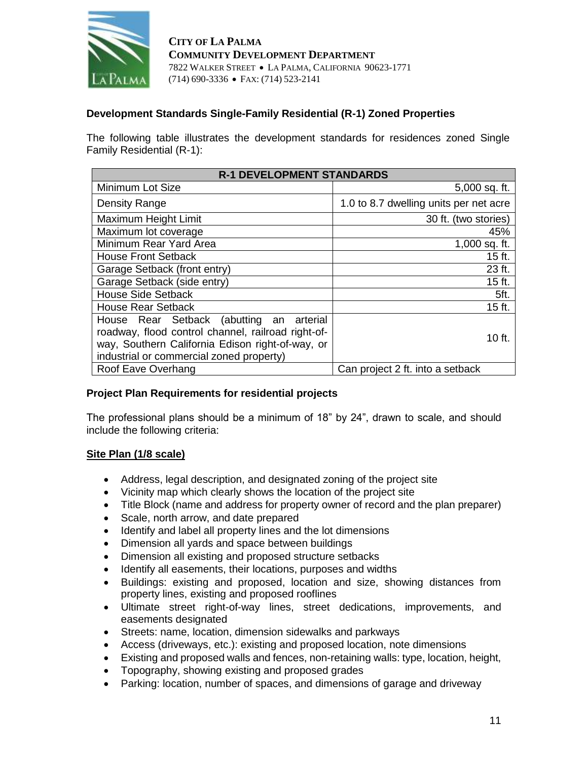**CITY OF LA PALMA**
**COMMUNITY DEVELOPMENT DEPARTMENT**
7822 WALKER STREET • LA PALMA, CALIFORNIA 90623-1771
(714) 690-3336 • FAX: (714) 523-2141

### Development Standards Single-Family Residential (R-1) Zoned Properties

The following table illustrates the development standards for residences zoned Single Family Residential (R-1):

| R-1 DEVELOPMENT STANDARDS | |
|---|---|
| Minimum Lot Size | 5,000 sq. ft. |
| Density Range | 1.0 to 8.7 dwelling units per net acre |
| Maximum Height Limit | 30 ft. (two stories) |
| Maximum lot coverage | 45% |
| Minimum Rear Yard Area | 1,000 sq. ft. |
| House Front Setback | 15 ft. |
| Garage Setback (front entry) | 23 ft. |
| Garage Setback (side entry) | 15 ft. |
| House Side Setback | 5ft. |
| House Rear Setback | 15 ft. |
| House Rear Setback (abutting an arterial roadway, flood control channel, railroad right-of-way, Southern California Edison right-of-way, or industrial or commercial zoned property) | 10 ft. |
| Roof Eave Overhang | Can project 2 ft. into a setback |

### Project Plan Requirements for residential projects

The professional plans should be a minimum of 18" by 24", drawn to scale, and should include the following criteria:

**Site Plan (1/8 scale)**

- Address, legal description, and designated zoning of the project site
- Vicinity map which clearly shows the location of the project site
- Title Block (name and address for property owner of record and the plan preparer)
- Scale, north arrow, and date prepared
- Identify and label all property lines and the lot dimensions
- Dimension all yards and space between buildings
- Dimension all existing and proposed structure setbacks
- Identify all easements, their locations, purposes and widths
- Buildings: existing and proposed, location and size, showing distances from property lines, existing and proposed rooflines
- Ultimate street right-of-way lines, street dedications, improvements, and easements designated
- Streets: name, location, dimension sidewalks and parkways
- Access (driveways, etc.): existing and proposed location, note dimensions
- Existing and proposed walls and fences, non-retaining walls: type, location, height,
- Topography, showing existing and proposed grades
- Parking: location, number of spaces, and dimensions of garage and driveway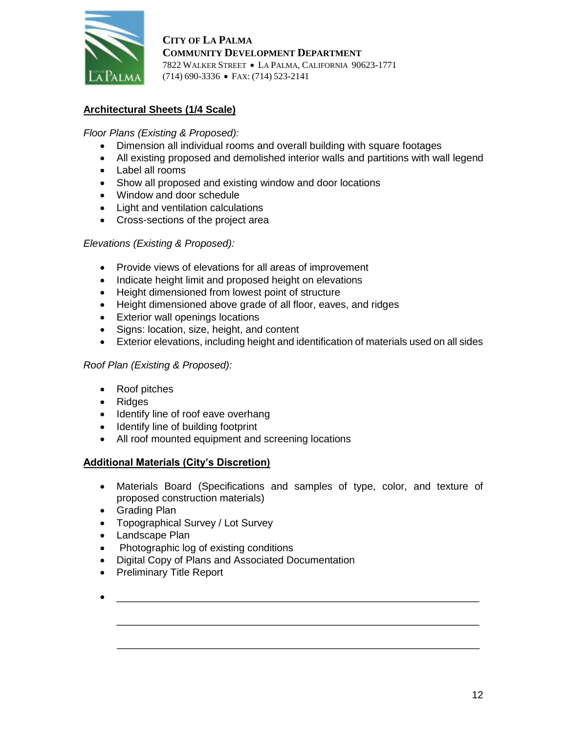**CITY OF LA PALMA**
**COMMUNITY DEVELOPMENT DEPARTMENT**
7822 WALKER STREET • LA PALMA, CALIFORNIA 90623-1771
(714) 690-3336 • FAX: (714) 523-2141

## Architectural Sheets (1/4 Scale)

*Floor Plans (Existing & Proposed):*

- Dimension all individual rooms and overall building with square footages
- All existing proposed and demolished interior walls and partitions with wall legend
- Label all rooms
- Show all proposed and existing window and door locations
- Window and door schedule
- Light and ventilation calculations
- Cross-sections of the project area

*Elevations (Existing & Proposed):*

- Provide views of elevations for all areas of improvement
- Indicate height limit and proposed height on elevations
- Height dimensioned from lowest point of structure
- Height dimensioned above grade of all floor, eaves, and ridges
- Exterior wall openings locations
- Signs: location, size, height, and content
- Exterior elevations, including height and identification of materials used on all sides

*Roof Plan (Existing & Proposed):*

- Roof pitches
- Ridges
- Identify line of roof eave overhang
- Identify line of building footprint
- All roof mounted equipment and screening locations

## Additional Materials (City's Discretion)

- Materials Board (Specifications and samples of type, color, and texture of proposed construction materials)
- Grading Plan
- Topographical Survey / Lot Survey
- Landscape Plan
- Photographic log of existing conditions
- Digital Copy of Plans and Associated Documentation
- Preliminary Title Report
- ____________________________________________________________

  ____________________________________________________________

  ____________________________________________________________